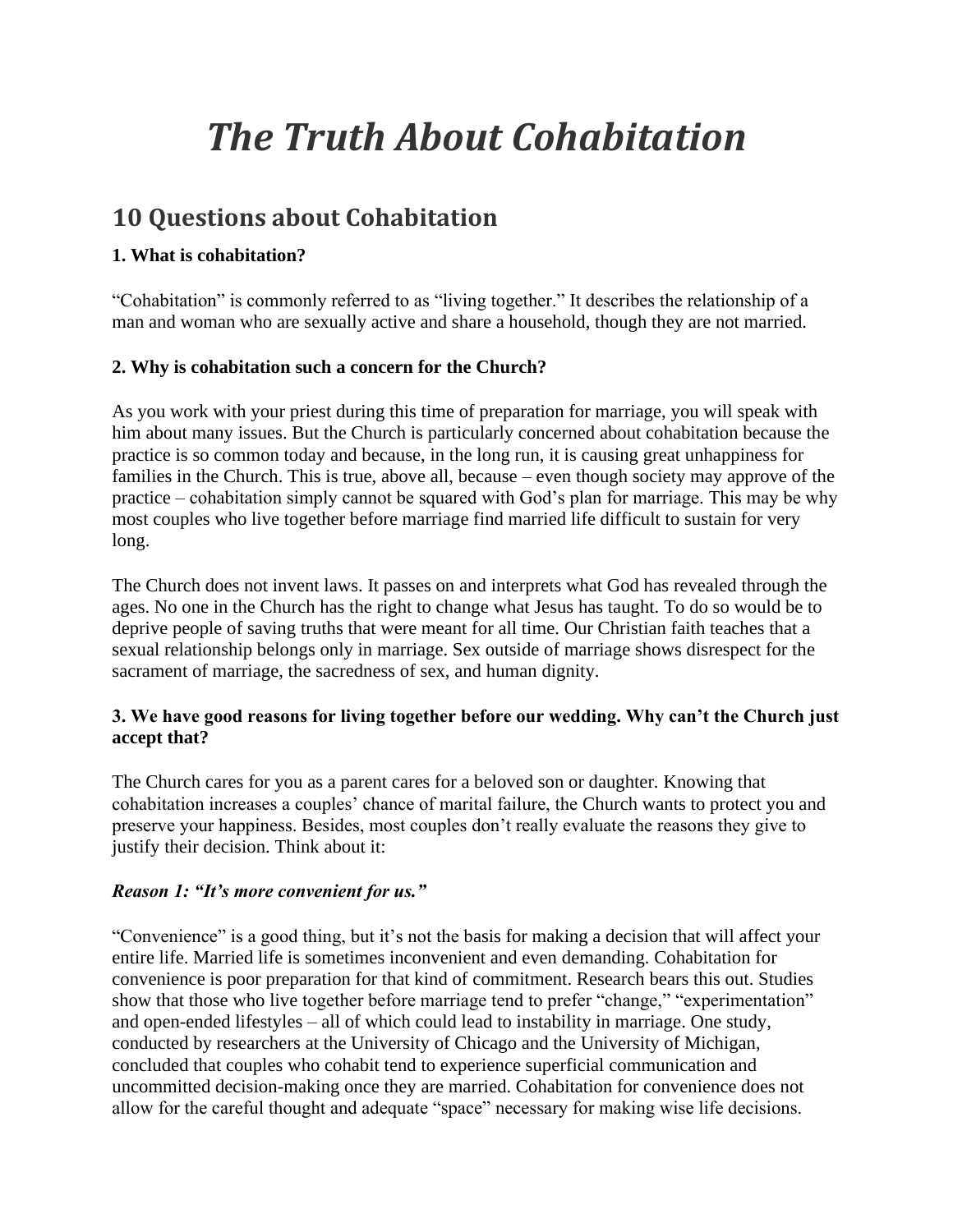# *The Truth About Cohabitation*

## 10 Questions about Cohabitation

**1. What is cohabitation?**

"Cohabitation" is commonly referred to as "living together." It describes the relationship of a man and woman who are sexually active and share a household, though they are not married.

**2. Why is cohabitation such a concern for the Church?**

As you work with your priest during this time of preparation for marriage, you will speak with him about many issues. But the Church is particularly concerned about cohabitation because the practice is so common today and because, in the long run, it is causing great unhappiness for families in the Church. This is true, above all, because – even though society may approve of the practice – cohabitation simply cannot be squared with God's plan for marriage. This may be why most couples who live together before marriage find married life difficult to sustain for very long.

The Church does not invent laws. It passes on and interprets what God has revealed through the ages. No one in the Church has the right to change what Jesus has taught. To do so would be to deprive people of saving truths that were meant for all time. Our Christian faith teaches that a sexual relationship belongs only in marriage. Sex outside of marriage shows disrespect for the sacrament of marriage, the sacredness of sex, and human dignity.

**3. We have good reasons for living together before our wedding. Why can't the Church just accept that?**

The Church cares for you as a parent cares for a beloved son or daughter. Knowing that cohabitation increases a couples' chance of marital failure, the Church wants to protect you and preserve your happiness. Besides, most couples don't really evaluate the reasons they give to justify their decision. Think about it:

***Reason 1: "It's more convenient for us."***

"Convenience" is a good thing, but it's not the basis for making a decision that will affect your entire life. Married life is sometimes inconvenient and even demanding. Cohabitation for convenience is poor preparation for that kind of commitment. Research bears this out. Studies show that those who live together before marriage tend to prefer "change," "experimentation" and open-ended lifestyles – all of which could lead to instability in marriage. One study, conducted by researchers at the University of Chicago and the University of Michigan, concluded that couples who cohabit tend to experience superficial communication and uncommitted decision-making once they are married. Cohabitation for convenience does not allow for the careful thought and adequate "space" necessary for making wise life decisions.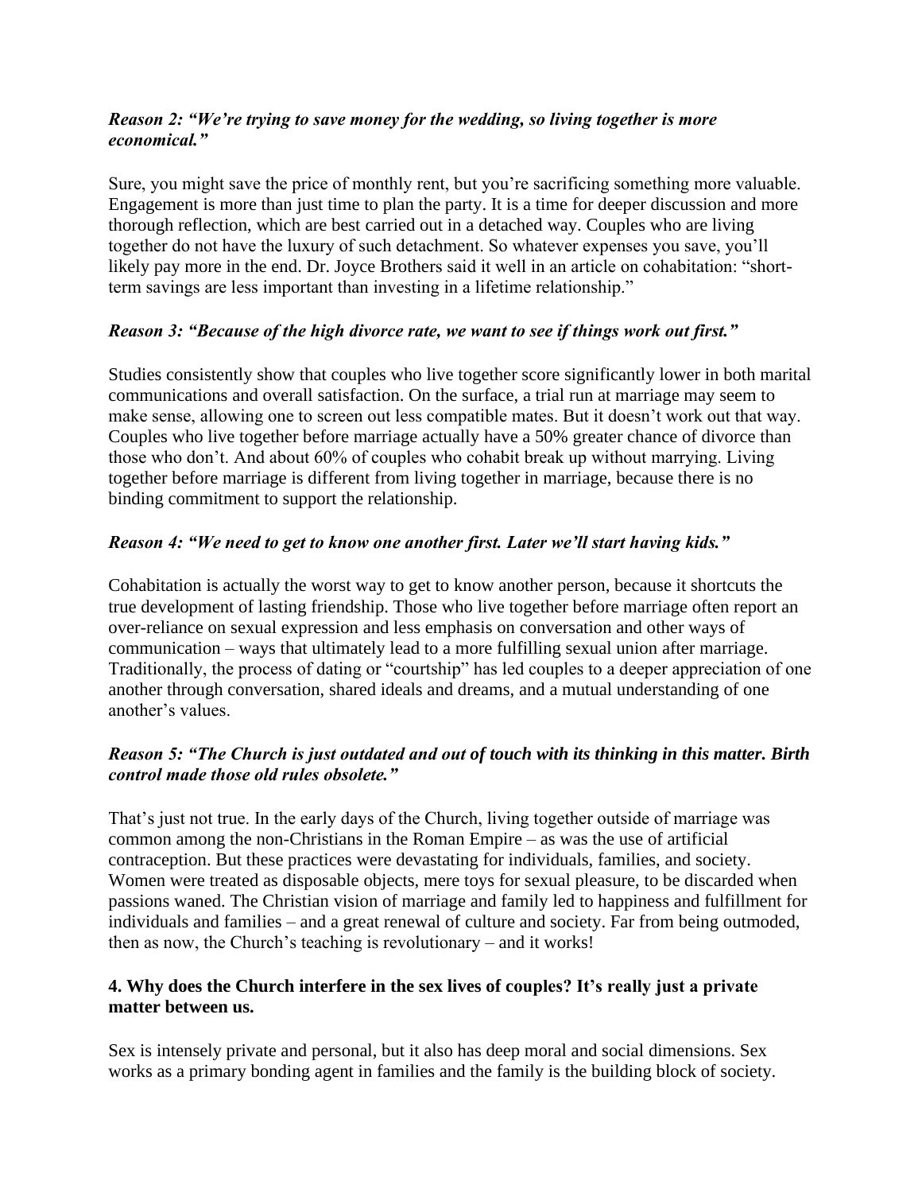***Reason 2: "We're trying to save money for the wedding, so living together is more economical."***

Sure, you might save the price of monthly rent, but you're sacrificing something more valuable. Engagement is more than just time to plan the party. It is a time for deeper discussion and more thorough reflection, which are best carried out in a detached way. Couples who are living together do not have the luxury of such detachment. So whatever expenses you save, you'll likely pay more in the end. Dr. Joyce Brothers said it well in an article on cohabitation: "short-term savings are less important than investing in a lifetime relationship."

***Reason 3: "Because of the high divorce rate, we want to see if things work out first."***

Studies consistently show that couples who live together score significantly lower in both marital communications and overall satisfaction. On the surface, a trial run at marriage may seem to make sense, allowing one to screen out less compatible mates. But it doesn't work out that way. Couples who live together before marriage actually have a 50% greater chance of divorce than those who don't. And about 60% of couples who cohabit break up without marrying. Living together before marriage is different from living together in marriage, because there is no binding commitment to support the relationship.

***Reason 4: "We need to get to know one another first. Later we'll start having kids."***

Cohabitation is actually the worst way to get to know another person, because it shortcuts the true development of lasting friendship. Those who live together before marriage often report an over-reliance on sexual expression and less emphasis on conversation and other ways of communication – ways that ultimately lead to a more fulfilling sexual union after marriage. Traditionally, the process of dating or "courtship" has led couples to a deeper appreciation of one another through conversation, shared ideals and dreams, and a mutual understanding of one another's values.

***Reason 5: "The Church is just outdated and out of touch with its thinking in this matter. Birth control made those old rules obsolete."***

That's just not true. In the early days of the Church, living together outside of marriage was common among the non-Christians in the Roman Empire – as was the use of artificial contraception. But these practices were devastating for individuals, families, and society. Women were treated as disposable objects, mere toys for sexual pleasure, to be discarded when passions waned. The Christian vision of marriage and family led to happiness and fulfillment for individuals and families – and a great renewal of culture and society. Far from being outmoded, then as now, the Church's teaching is revolutionary – and it works!

**4. Why does the Church interfere in the sex lives of couples? It's really just a private matter between us.**

Sex is intensely private and personal, but it also has deep moral and social dimensions. Sex works as a primary bonding agent in families and the family is the building block of society.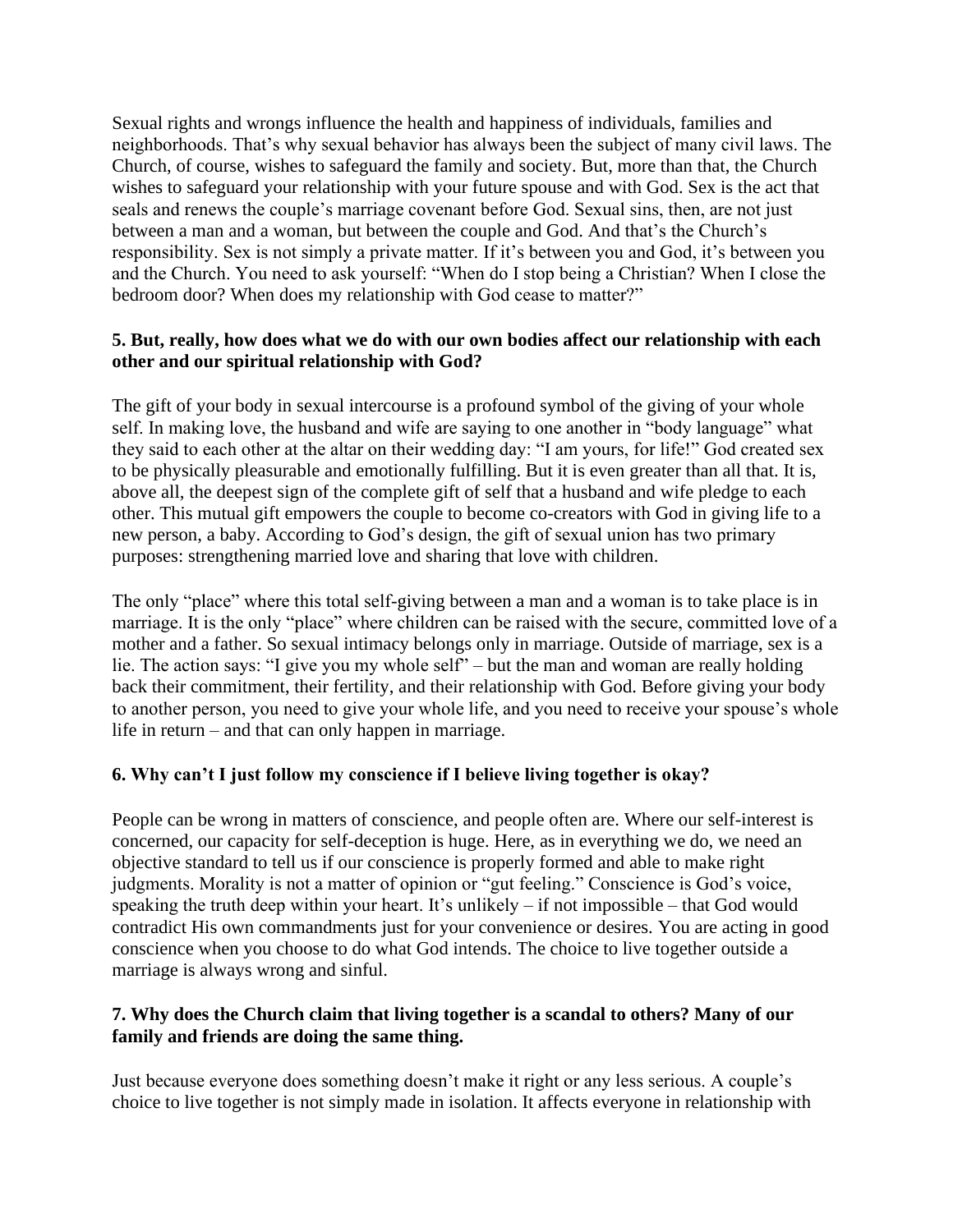Sexual rights and wrongs influence the health and happiness of individuals, families and neighborhoods. That's why sexual behavior has always been the subject of many civil laws. The Church, of course, wishes to safeguard the family and society. But, more than that, the Church wishes to safeguard your relationship with your future spouse and with God. Sex is the act that seals and renews the couple's marriage covenant before God. Sexual sins, then, are not just between a man and a woman, but between the couple and God. And that's the Church's responsibility. Sex is not simply a private matter. If it's between you and God, it's between you and the Church. You need to ask yourself: "When do I stop being a Christian? When I close the bedroom door? When does my relationship with God cease to matter?"

**5. But, really, how does what we do with our own bodies affect our relationship with each other and our spiritual relationship with God?**

The gift of your body in sexual intercourse is a profound symbol of the giving of your whole self. In making love, the husband and wife are saying to one another in "body language" what they said to each other at the altar on their wedding day: "I am yours, for life!" God created sex to be physically pleasurable and emotionally fulfilling. But it is even greater than all that. It is, above all, the deepest sign of the complete gift of self that a husband and wife pledge to each other. This mutual gift empowers the couple to become co-creators with God in giving life to a new person, a baby. According to God's design, the gift of sexual union has two primary purposes: strengthening married love and sharing that love with children.

The only "place" where this total self-giving between a man and a woman is to take place is in marriage. It is the only "place" where children can be raised with the secure, committed love of a mother and a father. So sexual intimacy belongs only in marriage. Outside of marriage, sex is a lie. The action says: "I give you my whole self" – but the man and woman are really holding back their commitment, their fertility, and their relationship with God. Before giving your body to another person, you need to give your whole life, and you need to receive your spouse's whole life in return – and that can only happen in marriage.

**6. Why can't I just follow my conscience if I believe living together is okay?**

People can be wrong in matters of conscience, and people often are. Where our self-interest is concerned, our capacity for self-deception is huge. Here, as in everything we do, we need an objective standard to tell us if our conscience is properly formed and able to make right judgments. Morality is not a matter of opinion or "gut feeling." Conscience is God's voice, speaking the truth deep within your heart. It's unlikely – if not impossible – that God would contradict His own commandments just for your convenience or desires. You are acting in good conscience when you choose to do what God intends. The choice to live together outside a marriage is always wrong and sinful.

**7. Why does the Church claim that living together is a scandal to others? Many of our family and friends are doing the same thing.**

Just because everyone does something doesn't make it right or any less serious. A couple's choice to live together is not simply made in isolation. It affects everyone in relationship with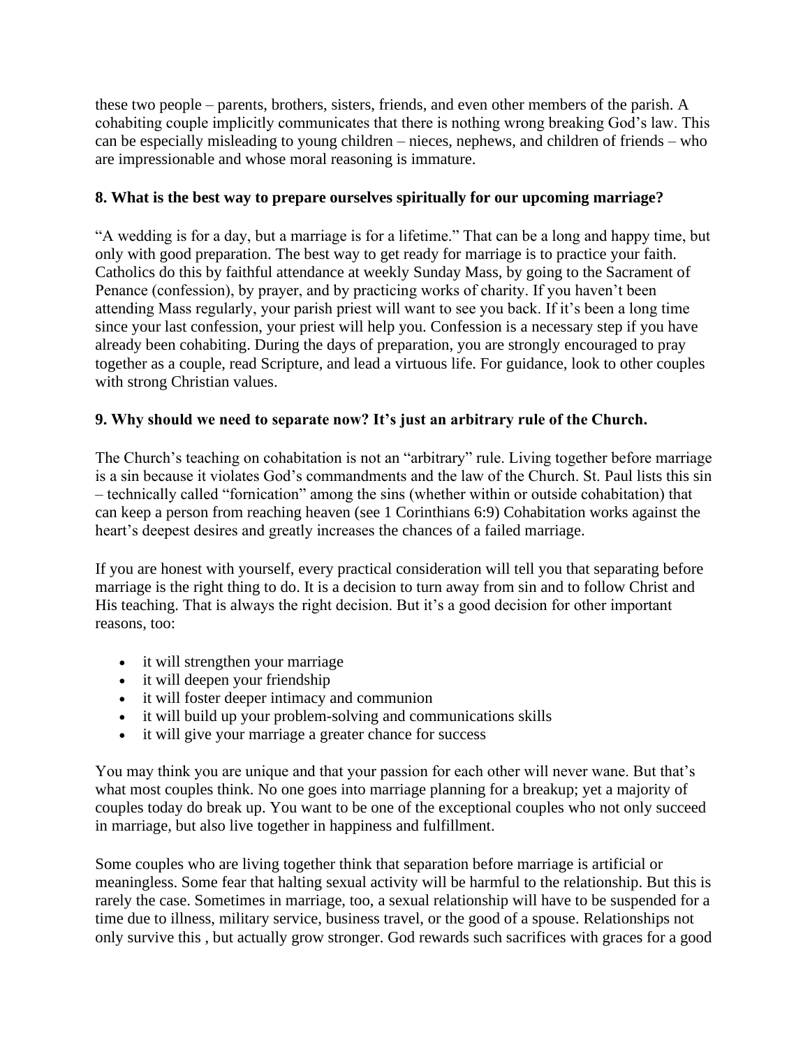these two people – parents, brothers, sisters, friends, and even other members of the parish. A cohabiting couple implicitly communicates that there is nothing wrong breaking God's law. This can be especially misleading to young children – nieces, nephews, and children of friends – who are impressionable and whose moral reasoning is immature.

**8. What is the best way to prepare ourselves spiritually for our upcoming marriage?**

"A wedding is for a day, but a marriage is for a lifetime." That can be a long and happy time, but only with good preparation. The best way to get ready for marriage is to practice your faith. Catholics do this by faithful attendance at weekly Sunday Mass, by going to the Sacrament of Penance (confession), by prayer, and by practicing works of charity. If you haven't been attending Mass regularly, your parish priest will want to see you back. If it's been a long time since your last confession, your priest will help you. Confession is a necessary step if you have already been cohabiting. During the days of preparation, you are strongly encouraged to pray together as a couple, read Scripture, and lead a virtuous life. For guidance, look to other couples with strong Christian values.

**9. Why should we need to separate now? It's just an arbitrary rule of the Church.**

The Church's teaching on cohabitation is not an "arbitrary" rule. Living together before marriage is a sin because it violates God's commandments and the law of the Church. St. Paul lists this sin – technically called "fornication" among the sins (whether within or outside cohabitation) that can keep a person from reaching heaven (see 1 Corinthians 6:9) Cohabitation works against the heart's deepest desires and greatly increases the chances of a failed marriage.

If you are honest with yourself, every practical consideration will tell you that separating before marriage is the right thing to do. It is a decision to turn away from sin and to follow Christ and His teaching. That is always the right decision. But it's a good decision for other important reasons, too:

- it will strengthen your marriage
- it will deepen your friendship
- it will foster deeper intimacy and communion
- it will build up your problem-solving and communications skills
- it will give your marriage a greater chance for success

You may think you are unique and that your passion for each other will never wane. But that's what most couples think. No one goes into marriage planning for a breakup; yet a majority of couples today do break up. You want to be one of the exceptional couples who not only succeed in marriage, but also live together in happiness and fulfillment.

Some couples who are living together think that separation before marriage is artificial or meaningless. Some fear that halting sexual activity will be harmful to the relationship. But this is rarely the case. Sometimes in marriage, too, a sexual relationship will have to be suspended for a time due to illness, military service, business travel, or the good of a spouse. Relationships not only survive this , but actually grow stronger. God rewards such sacrifices with graces for a good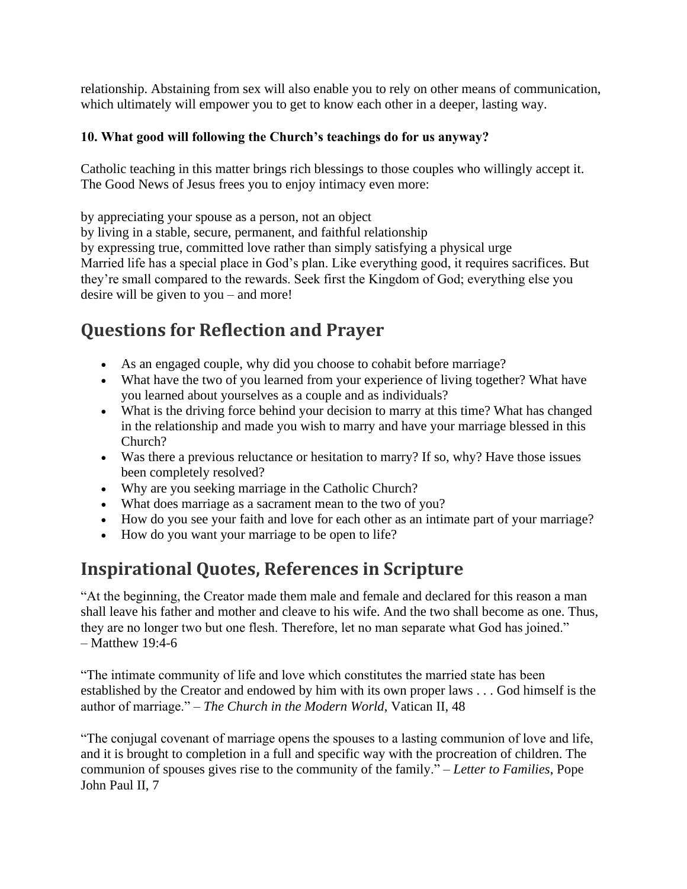relationship. Abstaining from sex will also enable you to rely on other means of communication, which ultimately will empower you to get to know each other in a deeper, lasting way.

**10. What good will following the Church's teachings do for us anyway?**

Catholic teaching in this matter brings rich blessings to those couples who willingly accept it. The Good News of Jesus frees you to enjoy intimacy even more:

by appreciating your spouse as a person, not an object
by living in a stable, secure, permanent, and faithful relationship
by expressing true, committed love rather than simply satisfying a physical urge
Married life has a special place in God's plan. Like everything good, it requires sacrifices. But they're small compared to the rewards. Seek first the Kingdom of God; everything else you desire will be given to you – and more!

## Questions for Reflection and Prayer

- As an engaged couple, why did you choose to cohabit before marriage?
- What have the two of you learned from your experience of living together? What have you learned about yourselves as a couple and as individuals?
- What is the driving force behind your decision to marry at this time? What has changed in the relationship and made you wish to marry and have your marriage blessed in this Church?
- Was there a previous reluctance or hesitation to marry? If so, why? Have those issues been completely resolved?
- Why are you seeking marriage in the Catholic Church?
- What does marriage as a sacrament mean to the two of you?
- How do you see your faith and love for each other as an intimate part of your marriage?
- How do you want your marriage to be open to life?

## Inspirational Quotes, References in Scripture

"At the beginning, the Creator made them male and female and declared for this reason a man shall leave his father and mother and cleave to his wife. And the two shall become as one. Thus, they are no longer two but one flesh. Therefore, let no man separate what God has joined."
– Matthew 19:4-6

"The intimate community of life and love which constitutes the married state has been established by the Creator and endowed by him with its own proper laws . . . God himself is the author of marriage." – *The Church in the Modern World*, Vatican II, 48

"The conjugal covenant of marriage opens the spouses to a lasting communion of love and life, and it is brought to completion in a full and specific way with the procreation of children. The communion of spouses gives rise to the community of the family." – *Letter to Families*, Pope John Paul II, 7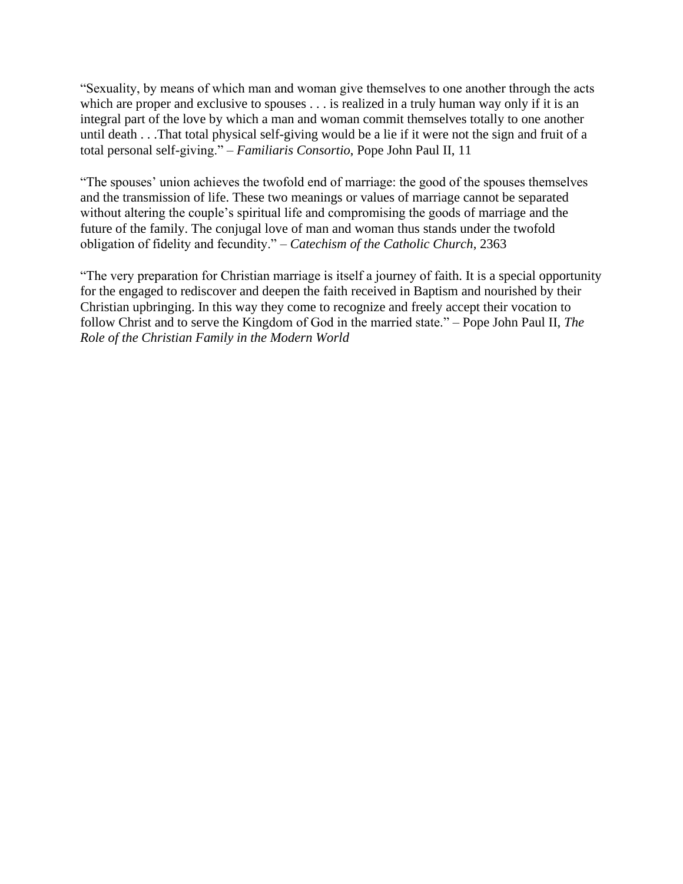"Sexuality, by means of which man and woman give themselves to one another through the acts which are proper and exclusive to spouses . . . is realized in a truly human way only if it is an integral part of the love by which a man and woman commit themselves totally to one another until death . . .That total physical self-giving would be a lie if it were not the sign and fruit of a total personal self-giving." – *Familiaris Consortio*, Pope John Paul II, 11

"The spouses' union achieves the twofold end of marriage: the good of the spouses themselves and the transmission of life. These two meanings or values of marriage cannot be separated without altering the couple's spiritual life and compromising the goods of marriage and the future of the family. The conjugal love of man and woman thus stands under the twofold obligation of fidelity and fecundity." – *Catechism of the Catholic Church*, 2363

"The very preparation for Christian marriage is itself a journey of faith. It is a special opportunity for the engaged to rediscover and deepen the faith received in Baptism and nourished by their Christian upbringing. In this way they come to recognize and freely accept their vocation to follow Christ and to serve the Kingdom of God in the married state." – Pope John Paul II, *The Role of the Christian Family in the Modern World*